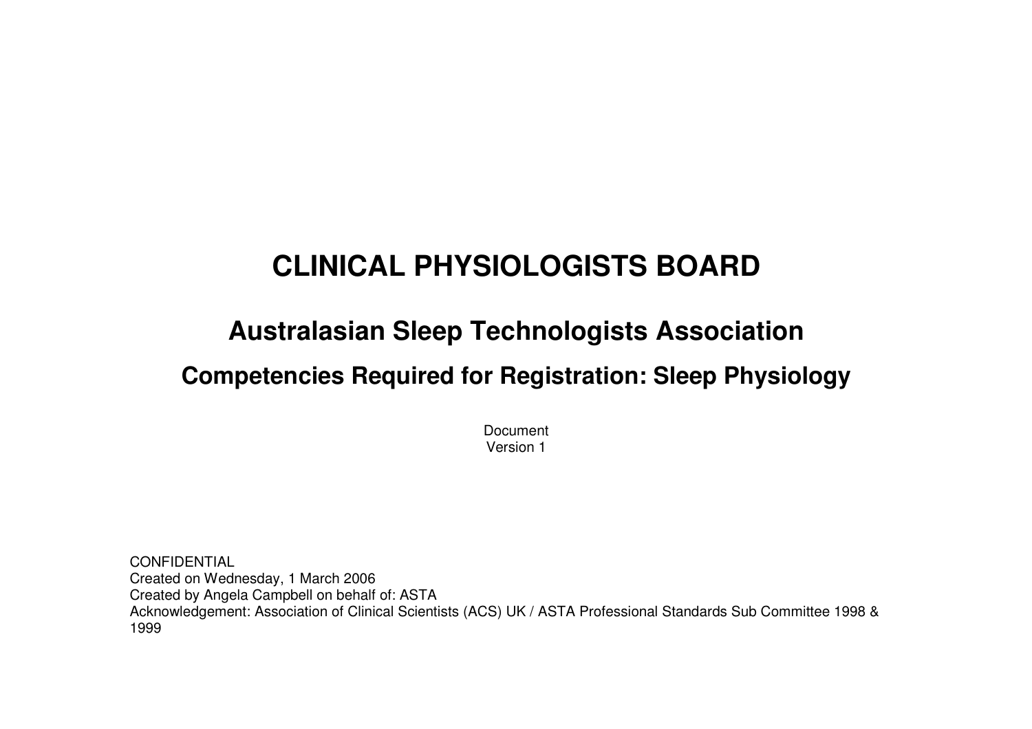# CLINICAL PHYSIOLOGISTS BOARD

## Australasian Sleep Technologists Association

### Competencies Required for Registration: Sleep Physiology

Document
Version 1

CONFIDENTIAL
Created on Wednesday, 1 March 2006
Created by Angela Campbell on behalf of: ASTA
Acknowledgement: Association of Clinical Scientists (ACS) UK / ASTA Professional Standards Sub Committee 1998 & 1999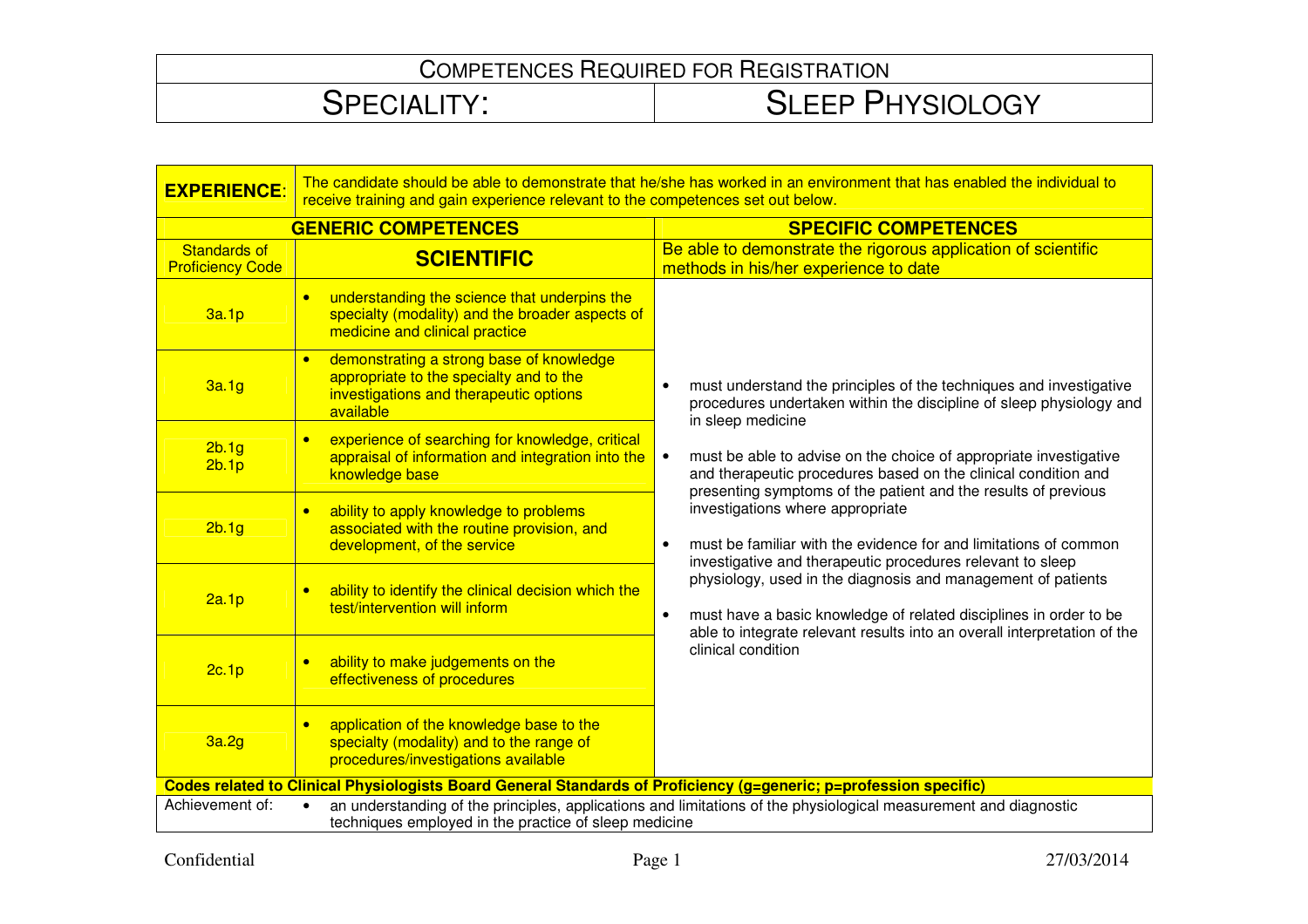# Competences Required for Registration

## Speciality: Sleep Physiology

| **EXPERIENCE:** | The candidate should be able to demonstrate that he/she has worked in an environment that has enabled the individual to receive training and gain experience relevant to the competences set out below. | |
|---|---|---|
| **GENERIC COMPETENCES** | | **SPECIFIC COMPETENCES** |
| Standards of Proficiency Code | **SCIENTIFIC** | Be able to demonstrate the rigorous application of scientific methods in his/her experience to date |
| 3a.1p | • understanding the science that underpins the specialty (modality) and the broader aspects of medicine and clinical practice | • must understand the principles of the techniques and investigative procedures undertaken within the discipline of sleep physiology and in sleep medicine<br>• must be able to advise on the choice of appropriate investigative and therapeutic procedures based on the clinical condition and presenting symptoms of the patient and the results of previous investigations where appropriate<br>• must be familiar with the evidence for and limitations of common investigative and therapeutic procedures relevant to sleep physiology, used in the diagnosis and management of patients<br>• must have a basic knowledge of related disciplines in order to be able to integrate relevant results into an overall interpretation of the clinical condition |
| 3a.1g | • demonstrating a strong base of knowledge appropriate to the specialty and to the investigations and therapeutic options available | |
| 2b.1g<br>2b.1p | • experience of searching for knowledge, critical appraisal of information and integration into the knowledge base | |
| 2b.1g | • ability to apply knowledge to problems associated with the routine provision, and development, of the service | |
| 2a.1p | • ability to identify the clinical decision which the test/intervention will inform | |
| 2c.1p | • ability to make judgements on the effectiveness of procedures | |
| 3a.2g | • application of the knowledge base to the specialty (modality) and to the range of procedures/investigations available | |
| **Codes related to Clinical Physiologists Board General Standards of Proficiency (g=generic; p=profession specific)** | | |
| Achievement of: | • an understanding of the principles, applications and limitations of the physiological measurement and diagnostic techniques employed in the practice of sleep medicine | |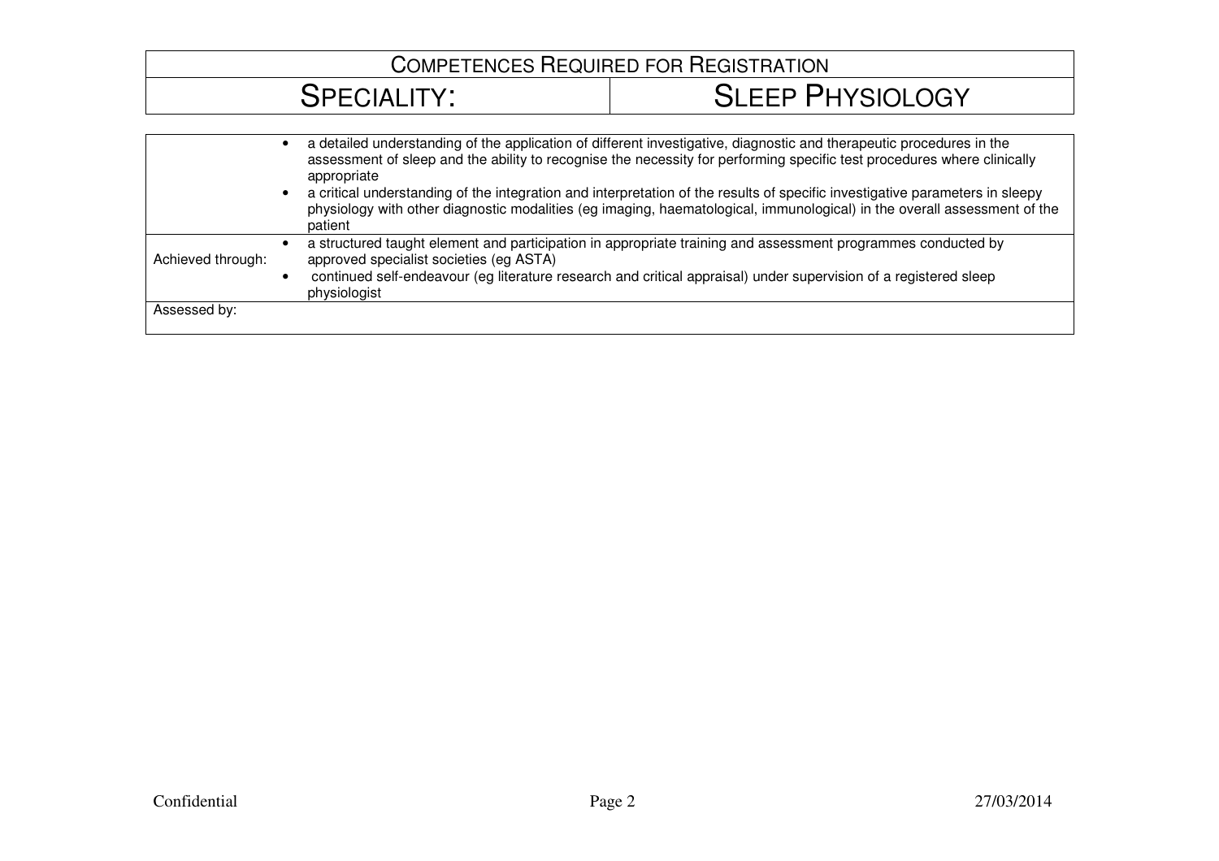| Competences Required for Registration | |
|---|---|
| Speciality: | Sleep Physiology |

| | |
|---|---|
| | • a detailed understanding of the application of different investigative, diagnostic and therapeutic procedures in the assessment of sleep and the ability to recognise the necessity for performing specific test procedures where clinically appropriate<br>• a critical understanding of the integration and interpretation of the results of specific investigative parameters in sleepy physiology with other diagnostic modalities (eg imaging, haematological, immunological) in the overall assessment of the patient |
| Achieved through: | • a structured taught element and participation in appropriate training and assessment programmes conducted by approved specialist societies (eg ASTA)<br>• continued self-endeavour (eg literature research and critical appraisal) under supervision of a registered sleep physiologist |
| Assessed by: | |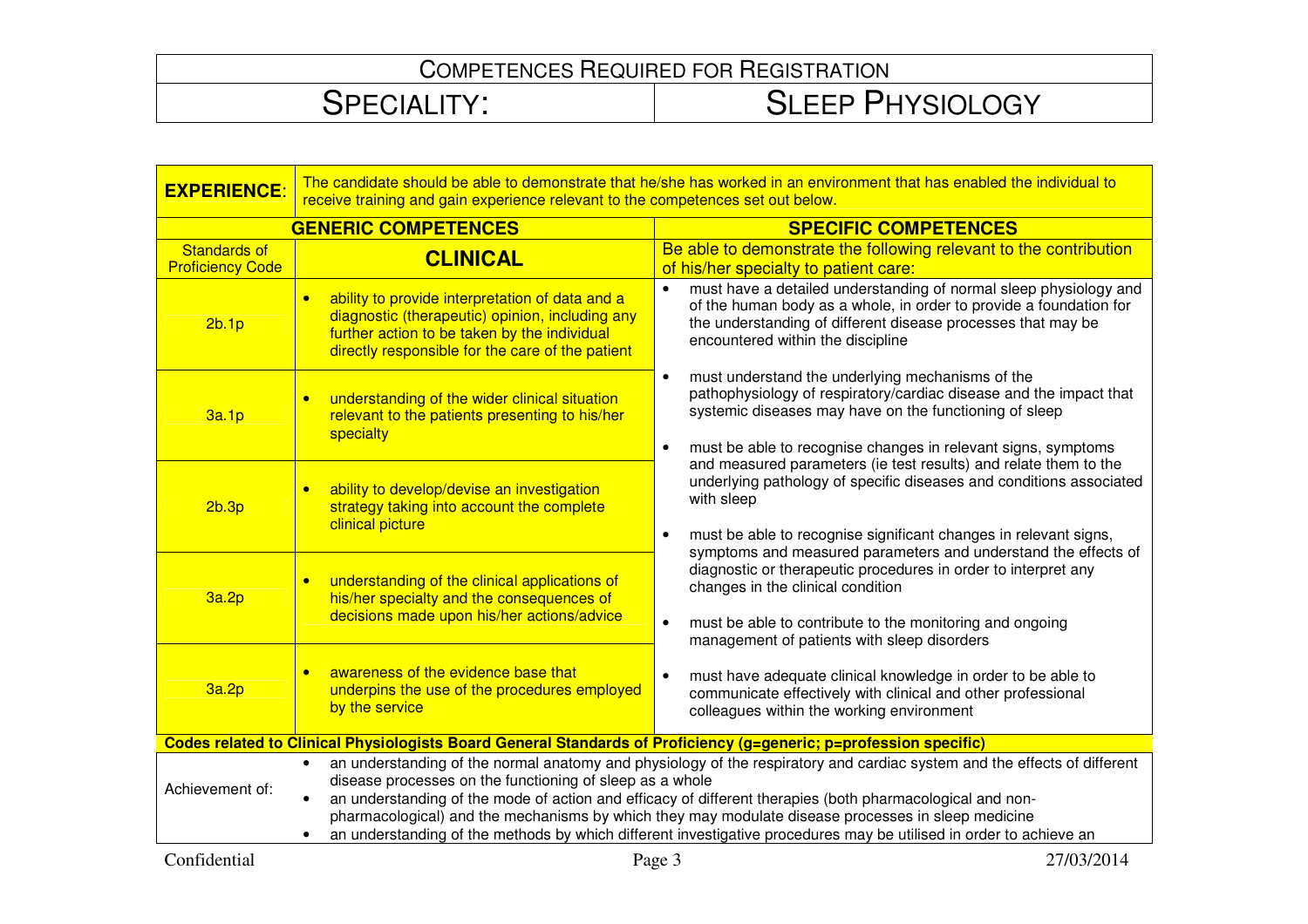# Competences Required for Registration

## Speciality: Sleep Physiology

| **EXPERIENCE:** | The candidate should be able to demonstrate that he/she has worked in an environment that has enabled the individual to receive training and gain experience relevant to the competences set out below. | |
|---|---|---|
| **GENERIC COMPETENCES** | | **SPECIFIC COMPETENCES** |
| Standards of Proficiency Code | **CLINICAL** | Be able to demonstrate the following relevant to the contribution of his/her specialty to patient care: |
| 2b.1p | • ability to provide interpretation of data and a diagnostic (therapeutic) opinion, including any further action to be taken by the individual directly responsible for the care of the patient | • must have a detailed understanding of normal sleep physiology and of the human body as a whole, in order to provide a foundation for the understanding of different disease processes that may be encountered within the discipline<br>• must understand the underlying mechanisms of the pathophysiology of respiratory/cardiac disease and the impact that systemic diseases may have on the functioning of sleep<br>• must be able to recognise changes in relevant signs, symptoms and measured parameters (ie test results) and relate them to the underlying pathology of specific diseases and conditions associated with sleep<br>• must be able to recognise significant changes in relevant signs, symptoms and measured parameters and understand the effects of diagnostic or therapeutic procedures in order to interpret any changes in the clinical condition<br>• must be able to contribute to the monitoring and ongoing management of patients with sleep disorders<br>• must have adequate clinical knowledge in order to be able to communicate effectively with clinical and other professional colleagues within the working environment |
| 3a.1p | • understanding of the wider clinical situation relevant to the patients presenting to his/her specialty | |
| 2b.3p | • ability to develop/devise an investigation strategy taking into account the complete clinical picture | |
| 3a.2p | • understanding of the clinical applications of his/her specialty and the consequences of decisions made upon his/her actions/advice | |
| 3a.2p | • awareness of the evidence base that underpins the use of the procedures employed by the service | |
| **Codes related to Clinical Physiologists Board General Standards of Proficiency (g=generic; p=profession specific)** | | |
| Achievement of: | • an understanding of the normal anatomy and physiology of the respiratory and cardiac system and the effects of different disease processes on the functioning of sleep as a whole<br>• an understanding of the mode of action and efficacy of different therapies (both pharmacological and non-pharmacological) and the mechanisms by which they may modulate disease processes in sleep medicine<br>• an understanding of the methods by which different investigative procedures may be utilised in order to achieve an | |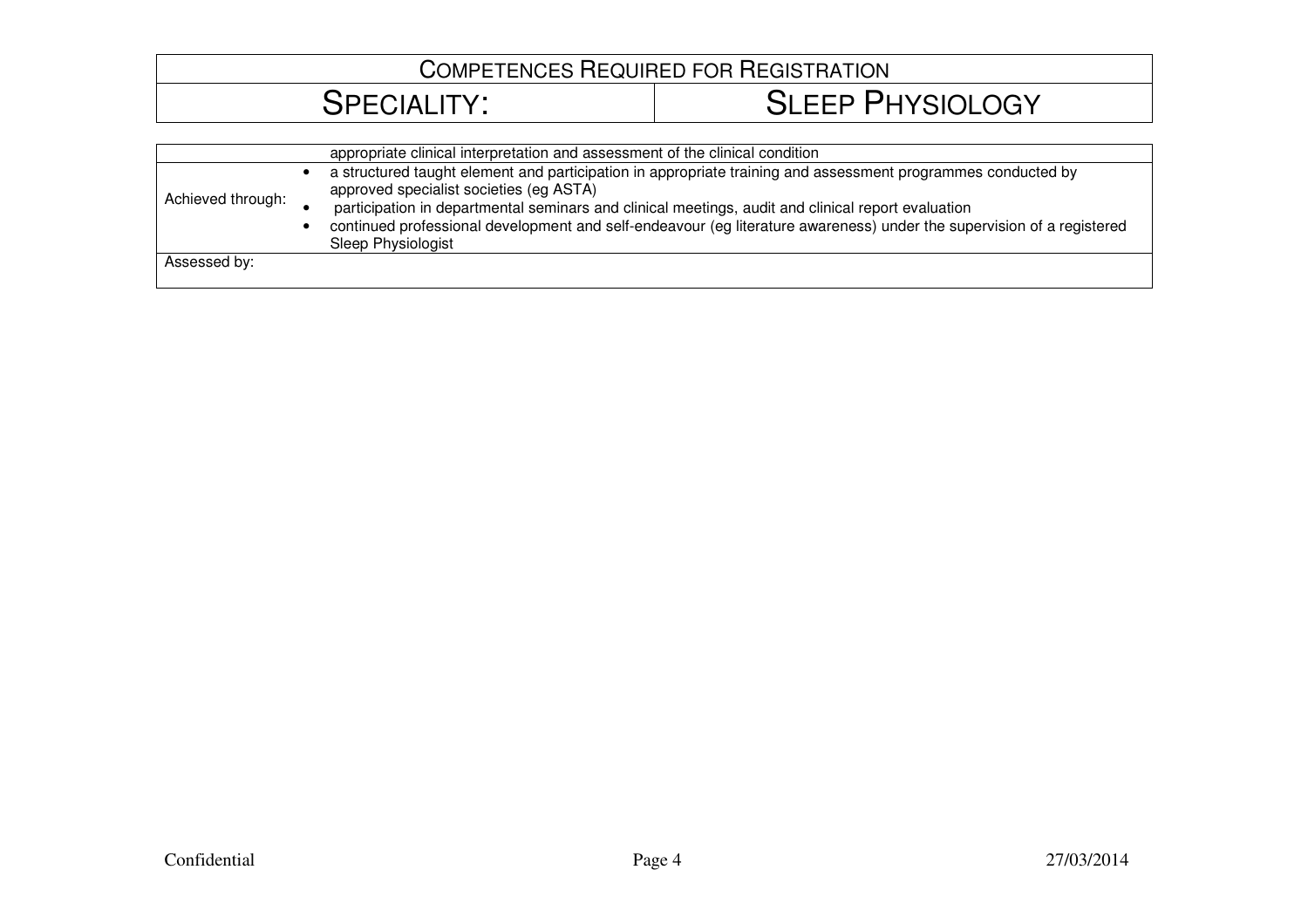| COMPETENCES REQUIRED FOR REGISTRATION | |
|---|---|
| SPECIALITY: | SLEEP PHYSIOLOGY |

| | |
|---|---|
| | appropriate clinical interpretation and assessment of the clinical condition |
| Achieved through: | • a structured taught element and participation in appropriate training and assessment programmes conducted by approved specialist societies (eg ASTA)<br>• participation in departmental seminars and clinical meetings, audit and clinical report evaluation<br>• continued professional development and self-endeavour (eg literature awareness) under the supervision of a registered Sleep Physiologist |
| Assessed by: | |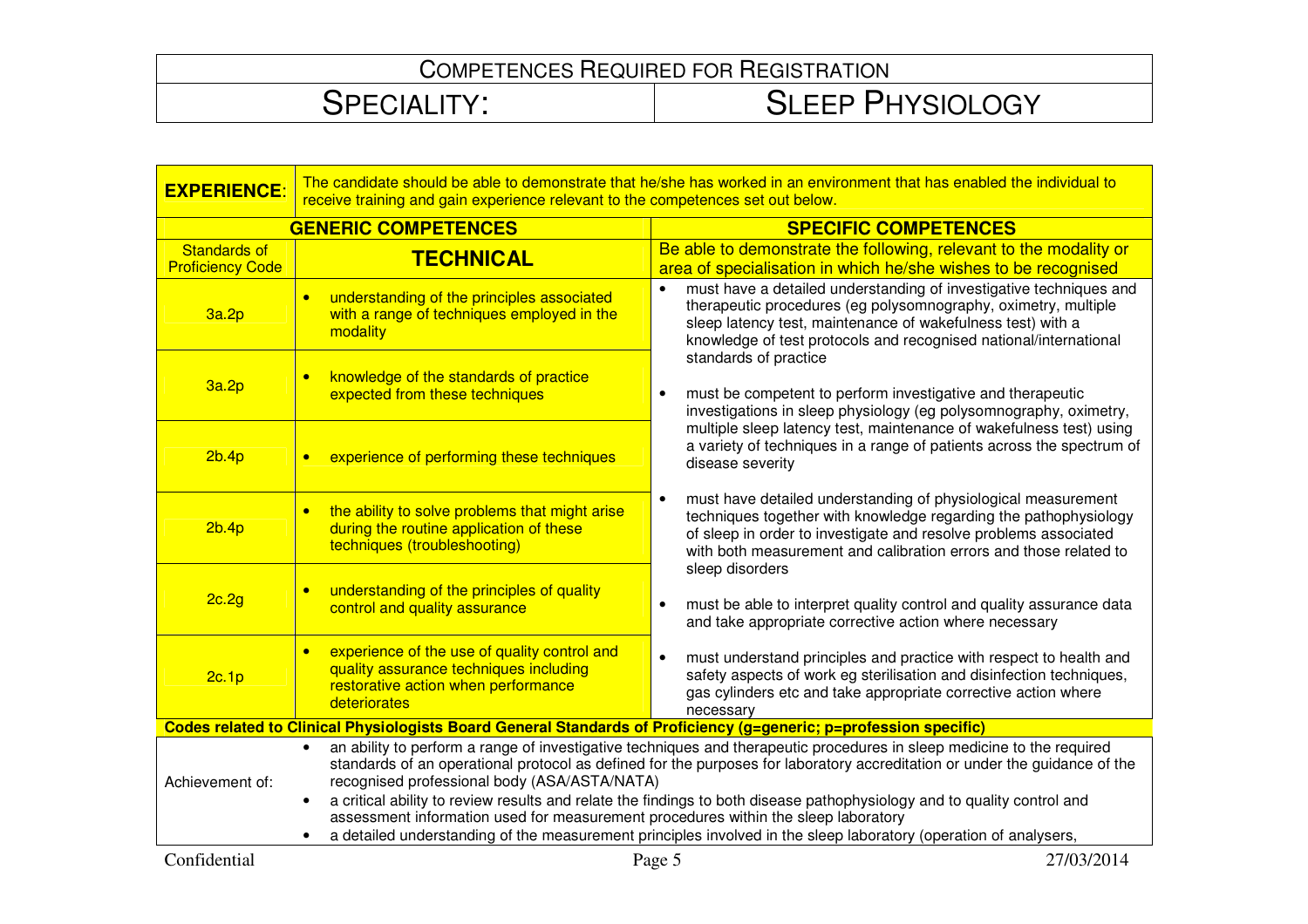# COMPETENCES REQUIRED FOR REGISTRATION

| SPECIALITY: | SLEEP PHYSIOLOGY |
|---|---|

| **EXPERIENCE:** | The candidate should be able to demonstrate that he/she has worked in an environment that has enabled the individual to receive training and gain experience relevant to the competences set out below. | |
|---|---|---|
| **GENERIC COMPETENCES** | | **SPECIFIC COMPETENCES** |
| Standards of Proficiency Code | **TECHNICAL** | Be able to demonstrate the following, relevant to the modality or area of specialisation in which he/she wishes to be recognised |
| 3a.2p | • understanding of the principles associated with a range of techniques employed in the modality | • must have a detailed understanding of investigative techniques and therapeutic procedures (eg polysomnography, oximetry, multiple sleep latency test, maintenance of wakefulness test) with a knowledge of test protocols and recognised national/international standards of practice |
| 3a.2p | • knowledge of the standards of practice expected from these techniques | • must be competent to perform investigative and therapeutic investigations in sleep physiology (eg polysomnography, oximetry, multiple sleep latency test, maintenance of wakefulness test) using a variety of techniques in a range of patients across the spectrum of disease severity |
| 2b.4p | • experience of performing these techniques | |
| 2b.4p | • the ability to solve problems that might arise during the routine application of these techniques (troubleshooting) | • must have detailed understanding of physiological measurement techniques together with knowledge regarding the pathophysiology of sleep in order to investigate and resolve problems associated with both measurement and calibration errors and those related to sleep disorders |
| 2c.2g | • understanding of the principles of quality control and quality assurance | • must be able to interpret quality control and quality assurance data and take appropriate corrective action where necessary |
| 2c.1p | • experience of the use of quality control and quality assurance techniques including restorative action when performance deteriorates | • must understand principles and practice with respect to health and safety aspects of work eg sterilisation and disinfection techniques, gas cylinders etc and take appropriate corrective action where necessary |

**Codes related to Clinical Physiologists Board General Standards of Proficiency (g=generic; p=profession specific)**

| Achievement of: | • an ability to perform a range of investigative techniques and therapeutic procedures in sleep medicine to the required standards of an operational protocol as defined for the purposes for laboratory accreditation or under the guidance of the recognised professional body (ASA/ASTA/NATA)<br>• a critical ability to review results and relate the findings to both disease pathophysiology and to quality control and assessment information used for measurement procedures within the sleep laboratory<br>• a detailed understanding of the measurement principles involved in the sleep laboratory (operation of analysers, |
|---|---|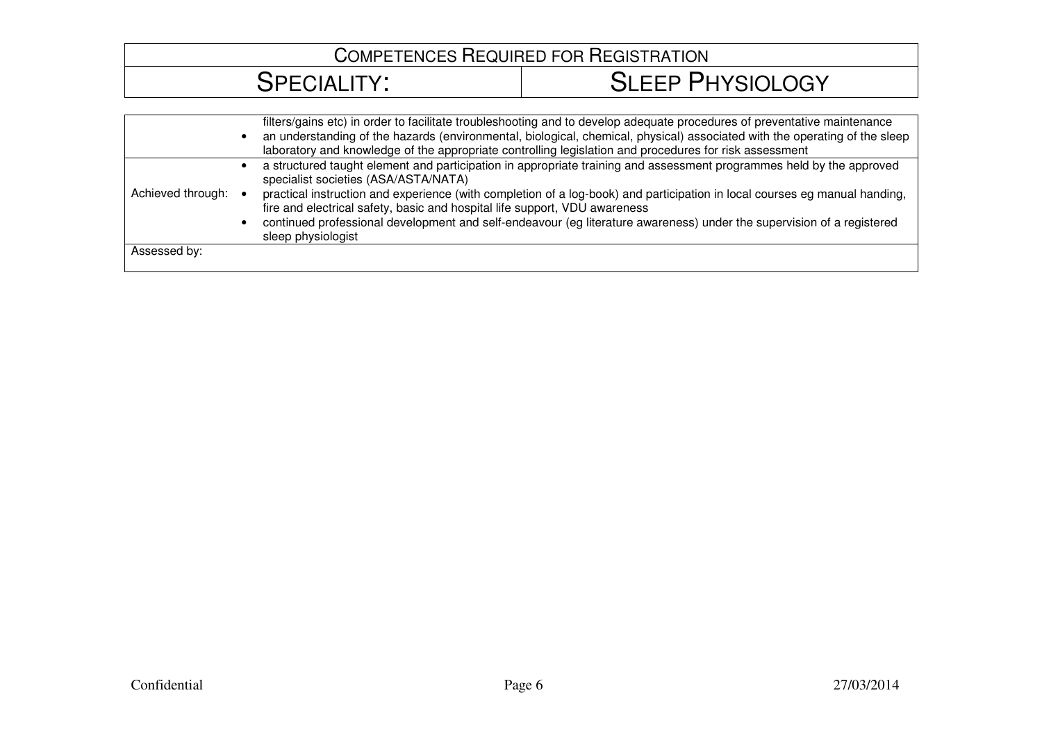| Competences Required for Registration | |
|---|---|
| Speciality: | Sleep Physiology |

| | |
|---|---|
| | filters/gains etc) in order to facilitate troubleshooting and to develop adequate procedures of preventative maintenance<br>• an understanding of the hazards (environmental, biological, chemical, physical) associated with the operating of the sleep laboratory and knowledge of the appropriate controlling legislation and procedures for risk assessment |
| Achieved through: | • a structured taught element and participation in appropriate training and assessment programmes held by the approved specialist societies (ASA/ASTA/NATA)<br>• practical instruction and experience (with completion of a log-book) and participation in local courses eg manual handing, fire and electrical safety, basic and hospital life support, VDU awareness<br>• continued professional development and self-endeavour (eg literature awareness) under the supervision of a registered sleep physiologist |
| Assessed by: | |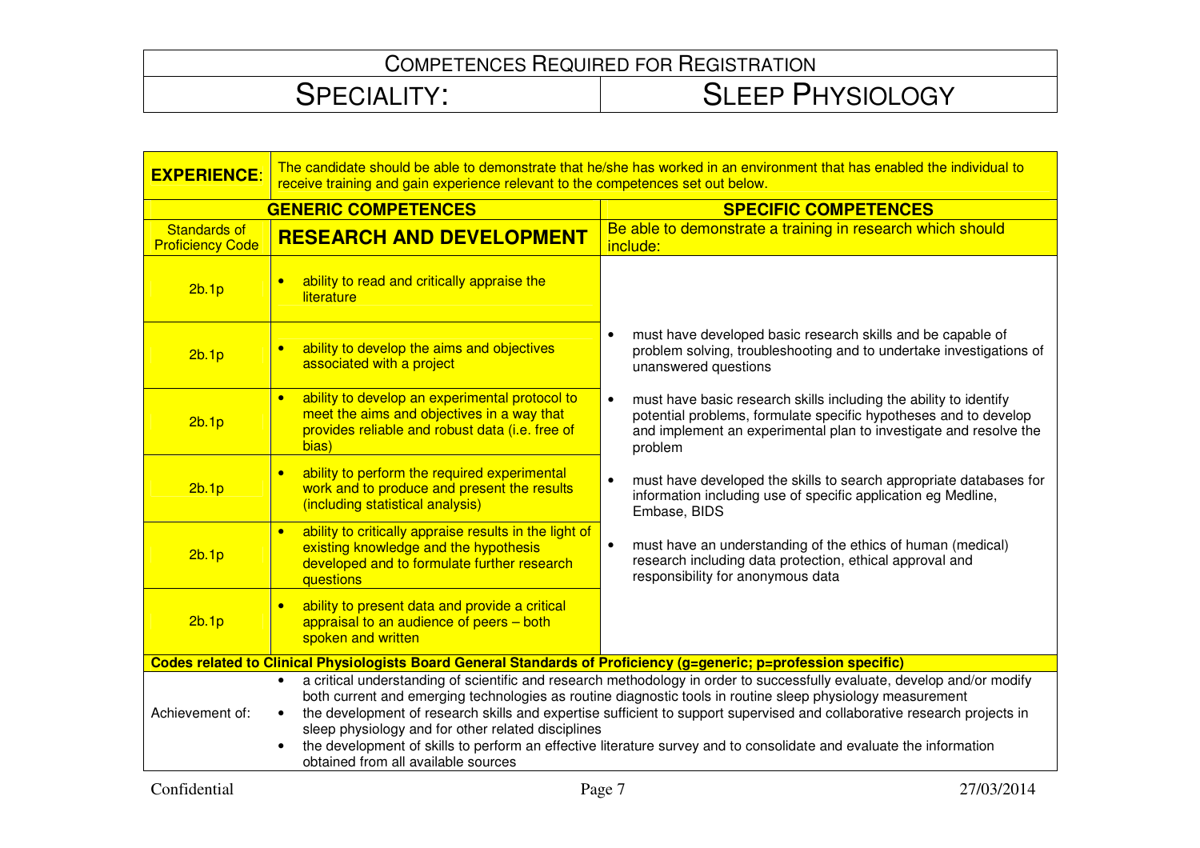| COMPETENCES REQUIRED FOR REGISTRATION | |
|---|---|
| SPECIALITY: | SLEEP PHYSIOLOGY |

| **EXPERIENCE:** | The candidate should be able to demonstrate that he/she has worked in an environment that has enabled the individual to receive training and gain experience relevant to the competences set out below. | |
|---|---|---|
| **GENERIC COMPETENCES** | | **SPECIFIC COMPETENCES** |
| Standards of Proficiency Code | **RESEARCH AND DEVELOPMENT** | Be able to demonstrate a training in research which should include: |
| 2b.1p | • ability to read and critically appraise the literature | • must have developed basic research skills and be capable of problem solving, troubleshooting and to undertake investigations of unanswered questions<br><br>• must have basic research skills including the ability to identify potential problems, formulate specific hypotheses and to develop and implement an experimental plan to investigate and resolve the problem<br><br>• must have developed the skills to search appropriate databases for information including use of specific application eg Medline, Embase, BIDS<br><br>• must have an understanding of the ethics of human (medical) research including data protection, ethical approval and responsibility for anonymous data |
| 2b.1p | • ability to develop the aims and objectives associated with a project | |
| 2b.1p | • ability to develop an experimental protocol to meet the aims and objectives in a way that provides reliable and robust data (i.e. free of bias) | |
| 2b.1p | • ability to perform the required experimental work and to produce and present the results (including statistical analysis) | |
| 2b.1p | • ability to critically appraise results in the light of existing knowledge and the hypothesis developed and to formulate further research questions | |
| 2b.1p | • ability to present data and provide a critical appraisal to an audience of peers – both spoken and written | |
| **Codes related to Clinical Physiologists Board General Standards of Proficiency (g=generic; p=profession specific)** | | |
| Achievement of: | • a critical understanding of scientific and research methodology in order to successfully evaluate, develop and/or modify both current and emerging technologies as routine diagnostic tools in routine sleep physiology measurement<br>• the development of research skills and expertise sufficient to support supervised and collaborative research projects in sleep physiology and for other related disciplines<br>• the development of skills to perform an effective literature survey and to consolidate and evaluate the information obtained from all available sources | |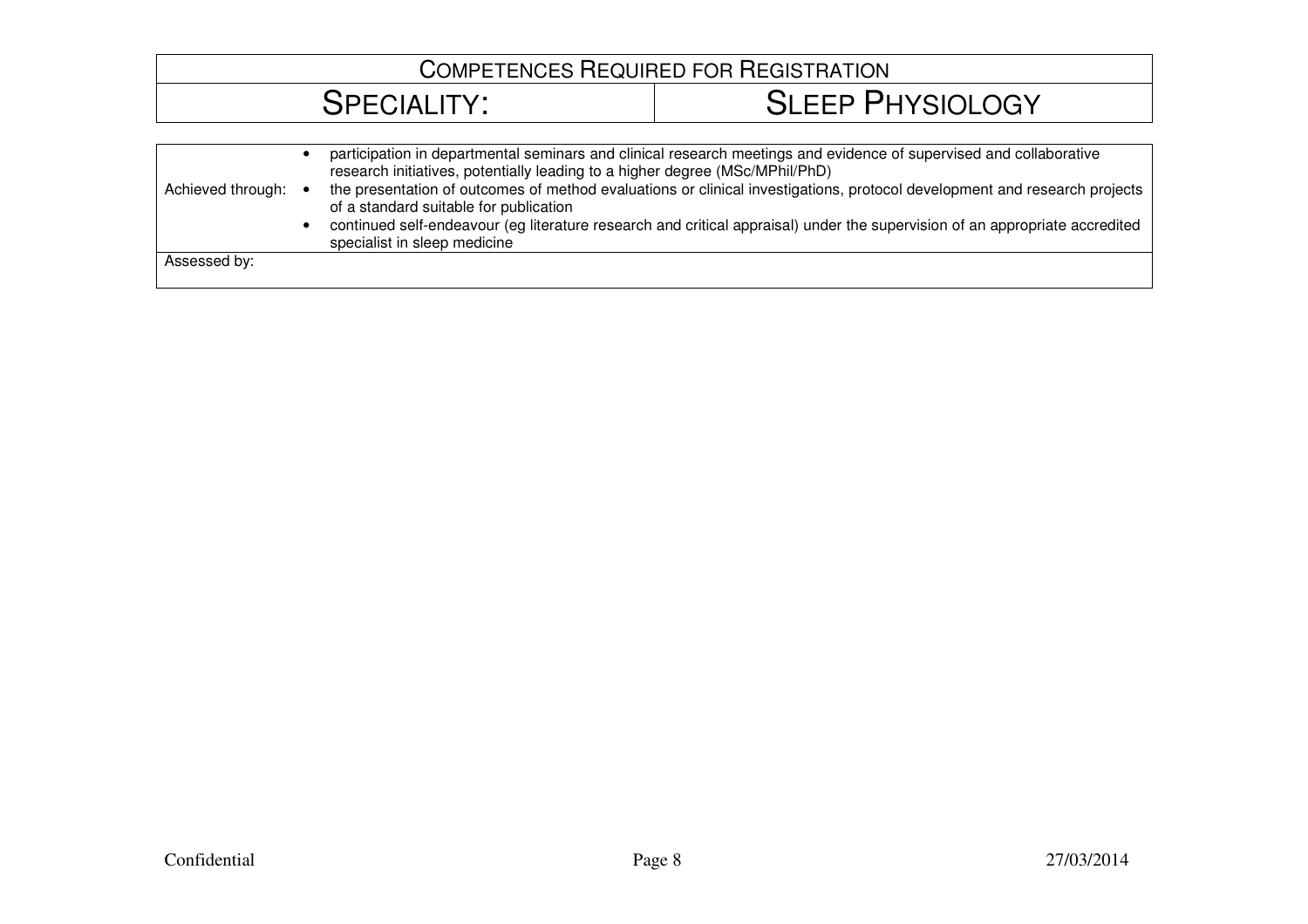| COMPETENCES REQUIRED FOR REGISTRATION | |
|---|---|
| SPECIALITY: | SLEEP PHYSIOLOGY |

| | |
|---|---|
| Achieved through: | • participation in departmental seminars and clinical research meetings and evidence of supervised and collaborative research initiatives, potentially leading to a higher degree (MSc/MPhil/PhD)<br>• the presentation of outcomes of method evaluations or clinical investigations, protocol development and research projects of a standard suitable for publication<br>• continued self-endeavour (eg literature research and critical appraisal) under the supervision of an appropriate accredited specialist in sleep medicine |
| Assessed by: | |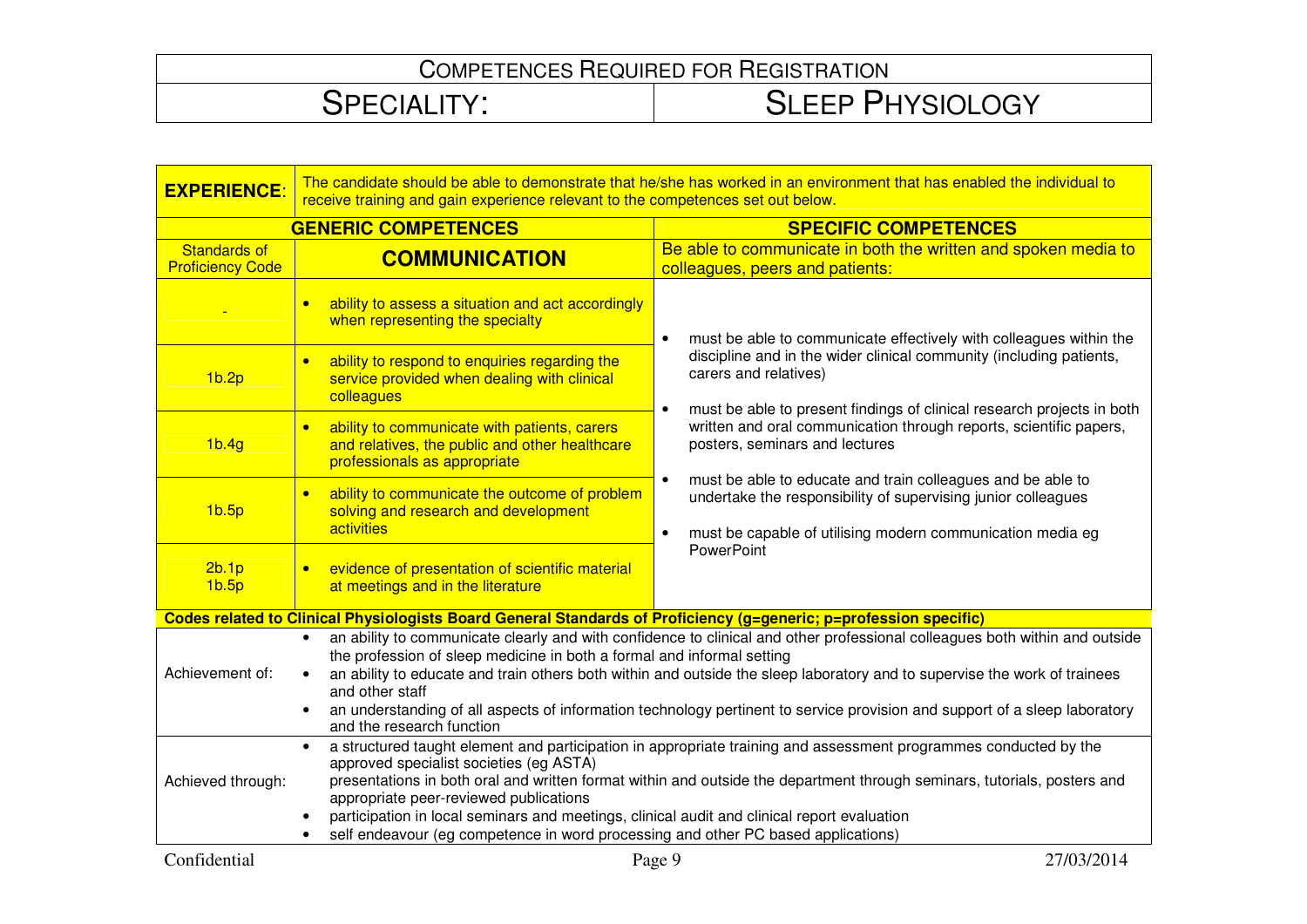| COMPETENCES REQUIRED FOR REGISTRATION | |
|---|---|
| SPECIALITY: | SLEEP PHYSIOLOGY |

| **EXPERIENCE:** | The candidate should be able to demonstrate that he/she has worked in an environment that has enabled the individual to receive training and gain experience relevant to the competences set out below. | |
|---|---|---|
| **GENERIC COMPETENCES** | | **SPECIFIC COMPETENCES** |
| Standards of Proficiency Code | **COMMUNICATION** | Be able to communicate in both the written and spoken media to colleagues, peers and patients: |
| - | • ability to assess a situation and act accordingly when representing the specialty | • must be able to communicate effectively with colleagues within the discipline and in the wider clinical community (including patients, carers and relatives)<br>• must be able to present findings of clinical research projects in both written and oral communication through reports, scientific papers, posters, seminars and lectures<br>• must be able to educate and train colleagues and be able to undertake the responsibility of supervising junior colleagues<br>• must be capable of utilising modern communication media eg PowerPoint |
| 1b.2p | • ability to respond to enquiries regarding the service provided when dealing with clinical colleagues | |
| 1b.4g | • ability to communicate with patients, carers and relatives, the public and other healthcare professionals as appropriate | |
| 1b.5p | • ability to communicate the outcome of problem solving and research and development activities | |
| 2b.1p<br>1b.5p | • evidence of presentation of scientific material at meetings and in the literature | |
| **Codes related to Clinical Physiologists Board General Standards of Proficiency (g=generic; p=profession specific)** | | |
| Achievement of: | • an ability to communicate clearly and with confidence to clinical and other professional colleagues both within and outside the profession of sleep medicine in both a formal and informal setting<br>• an ability to educate and train others both within and outside the sleep laboratory and to supervise the work of trainees and other staff<br>• an understanding of all aspects of information technology pertinent to service provision and support of a sleep laboratory and the research function | |
| Achieved through: | • a structured taught element and participation in appropriate training and assessment programmes conducted by the approved specialist societies (eg ASTA)<br>presentations in both oral and written format within and outside the department through seminars, tutorials, posters and appropriate peer-reviewed publications<br>• participation in local seminars and meetings, clinical audit and clinical report evaluation<br>• self endeavour (eg competence in word processing and other PC based applications) | |

Confidential — 27/03/2014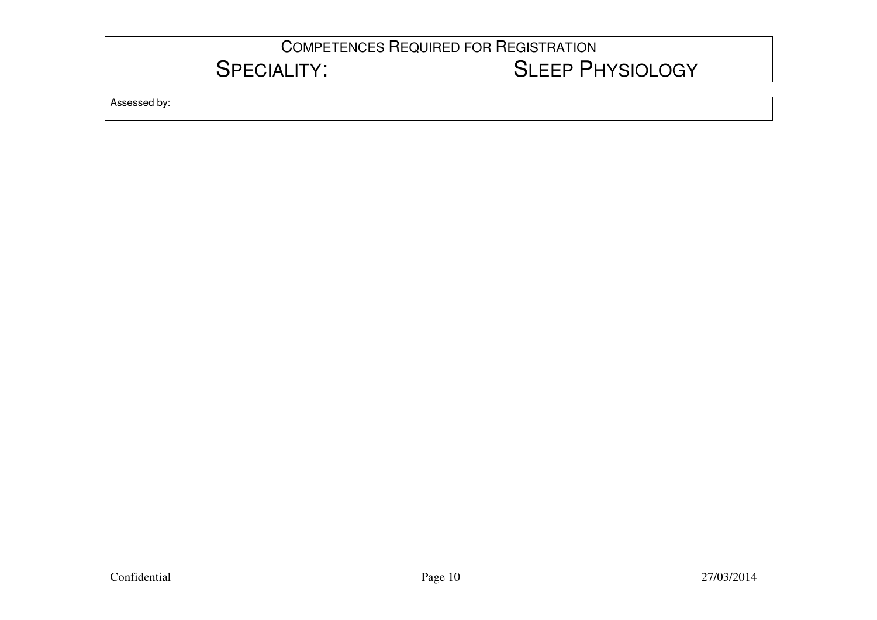| COMPETENCES REQUIRED FOR REGISTRATION | |
| --- | --- |
| SPECIALITY: | SLEEP PHYSIOLOGY |

| Assessed by: |
| --- |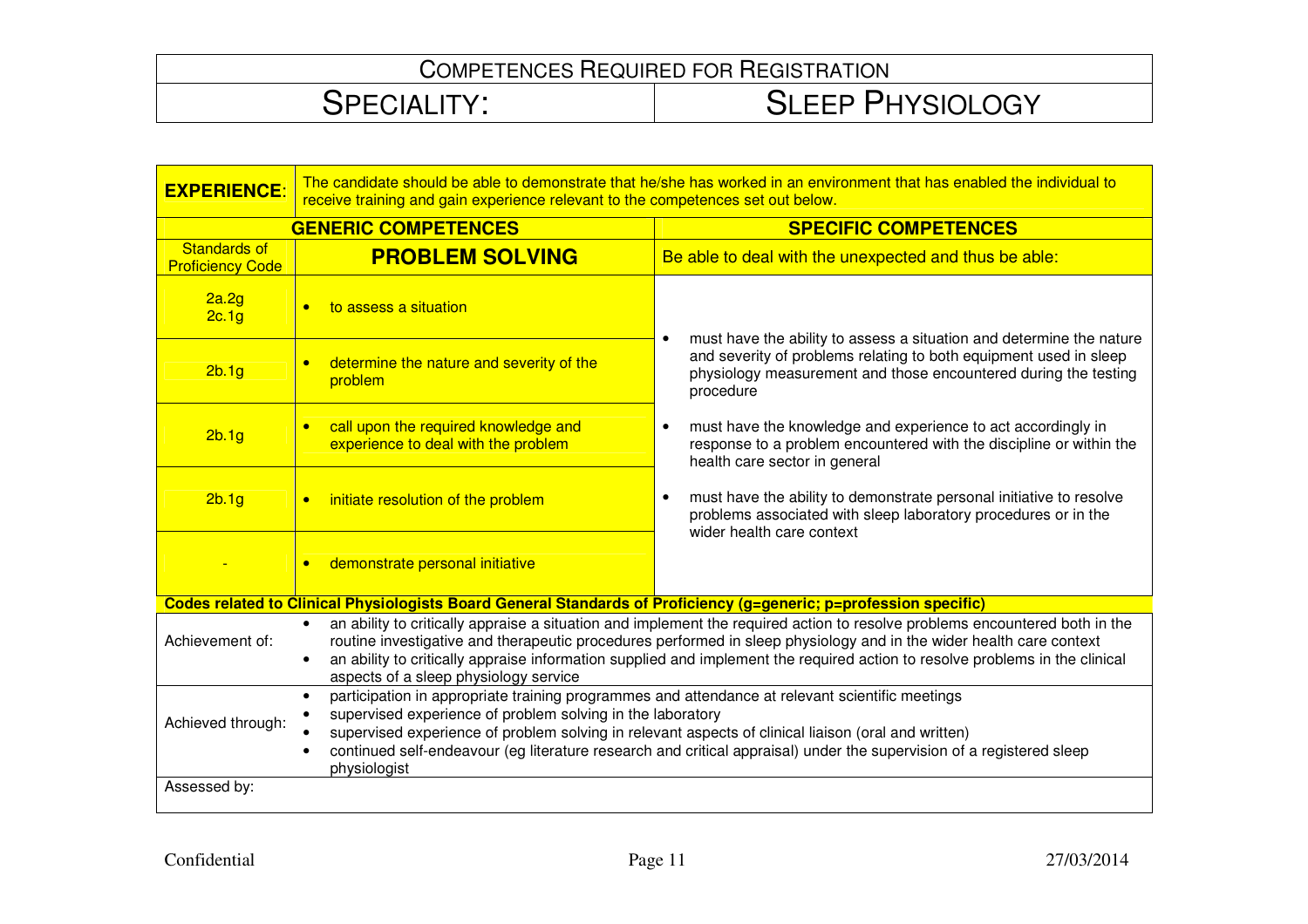| COMPETENCES REQUIRED FOR REGISTRATION | |
|---|---|
| SPECIALITY: | SLEEP PHYSIOLOGY |

| **EXPERIENCE:** | The candidate should be able to demonstrate that he/she has worked in an environment that has enabled the individual to receive training and gain experience relevant to the competences set out below. | |
|---|---|---|
| | **GENERIC COMPETENCES** | **SPECIFIC COMPETENCES** |
| Standards of Proficiency Code | **PROBLEM SOLVING** | Be able to deal with the unexpected and thus be able: |
| 2a.2g<br>2c.1g | • to assess a situation | • must have the ability to assess a situation and determine the nature and severity of problems relating to both equipment used in sleep physiology measurement and those encountered during the testing procedure<br><br>• must have the knowledge and experience to act accordingly in response to a problem encountered with the discipline or within the health care sector in general<br><br>• must have the ability to demonstrate personal initiative to resolve problems associated with sleep laboratory procedures or in the wider health care context |
| 2b.1g | • determine the nature and severity of the problem | |
| 2b.1g | • call upon the required knowledge and experience to deal with the problem | |
| 2b.1g | • initiate resolution of the problem | |
| - | • demonstrate personal initiative | |
| **Codes related to Clinical Physiologists Board General Standards of Proficiency (g=generic; p=profession specific)** | | |
| Achievement of: | • an ability to critically appraise a situation and implement the required action to resolve problems encountered both in the routine investigative and therapeutic procedures performed in sleep physiology and in the wider health care context<br>• an ability to critically appraise information supplied and implement the required action to resolve problems in the clinical aspects of a sleep physiology service | |
| Achieved through: | • participation in appropriate training programmes and attendance at relevant scientific meetings<br>• supervised experience of problem solving in the laboratory<br>• supervised experience of problem solving in relevant aspects of clinical liaison (oral and written)<br>• continued self-endeavour (eg literature research and critical appraisal) under the supervision of a registered sleep physiologist | |
| Assessed by: | | |

Confidential | 27/03/2014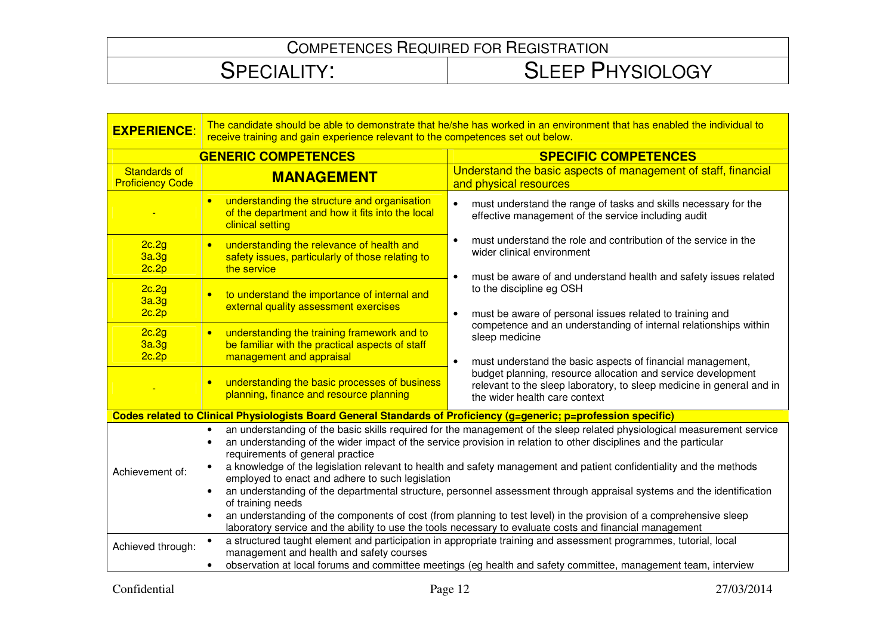# COMPETENCES REQUIRED FOR REGISTRATION

| SPECIALITY: | SLEEP PHYSIOLOGY |
|---|---|

**EXPERIENCE:** The candidate should be able to demonstrate that he/she has worked in an environment that has enabled the individual to receive training and gain experience relevant to the competences set out below.

| GENERIC COMPETENCES | | SPECIFIC COMPETENCES |
|---|---|---|
| **Standards of Proficiency Code** | **MANAGEMENT** | Understand the basic aspects of management of staff, financial and physical resources |
| - | • understanding the structure and organisation of the department and how it fits into the local clinical setting | • must understand the range of tasks and skills necessary for the effective management of the service including audit<br>• must understand the role and contribution of the service in the wider clinical environment<br>• must be aware of and understand health and safety issues related to the discipline eg OSH<br>• must be aware of personal issues related to training and competence and an understanding of internal relationships within sleep medicine<br>• must understand the basic aspects of financial management, budget planning, resource allocation and service development relevant to the sleep laboratory, to sleep medicine in general and in the wider health care context |
| 2c.2g<br>3a.3g<br>2c.2p | • understanding the relevance of health and safety issues, particularly of those relating to the service | |
| 2c.2g<br>3a.3g<br>2c.2p | • to understand the importance of internal and external quality assessment exercises | |
| 2c.2g<br>3a.3g<br>2c.2p | • understanding the training framework and to be familiar with the practical aspects of staff management and appraisal | |
| - | • understanding the basic processes of business planning, finance and resource planning | |

**Codes related to Clinical Physiologists Board General Standards of Proficiency (g=generic; p=profession specific)**

| | |
|---|---|
| Achievement of: | • an understanding of the basic skills required for the management of the sleep related physiological measurement service<br>• an understanding of the wider impact of the service provision in relation to other disciplines and the particular requirements of general practice<br>• a knowledge of the legislation relevant to health and safety management and patient confidentiality and the methods employed to enact and adhere to such legislation<br>• an understanding of the departmental structure, personnel assessment through appraisal systems and the identification of training needs<br>• an understanding of the components of cost (from planning to test level) in the provision of a comprehensive sleep laboratory service and the ability to use the tools necessary to evaluate costs and financial management |
| Achieved through: | • a structured taught element and participation in appropriate training and assessment programmes, tutorial, local management and health and safety courses<br>• observation at local forums and committee meetings (eg health and safety committee, management team, interview |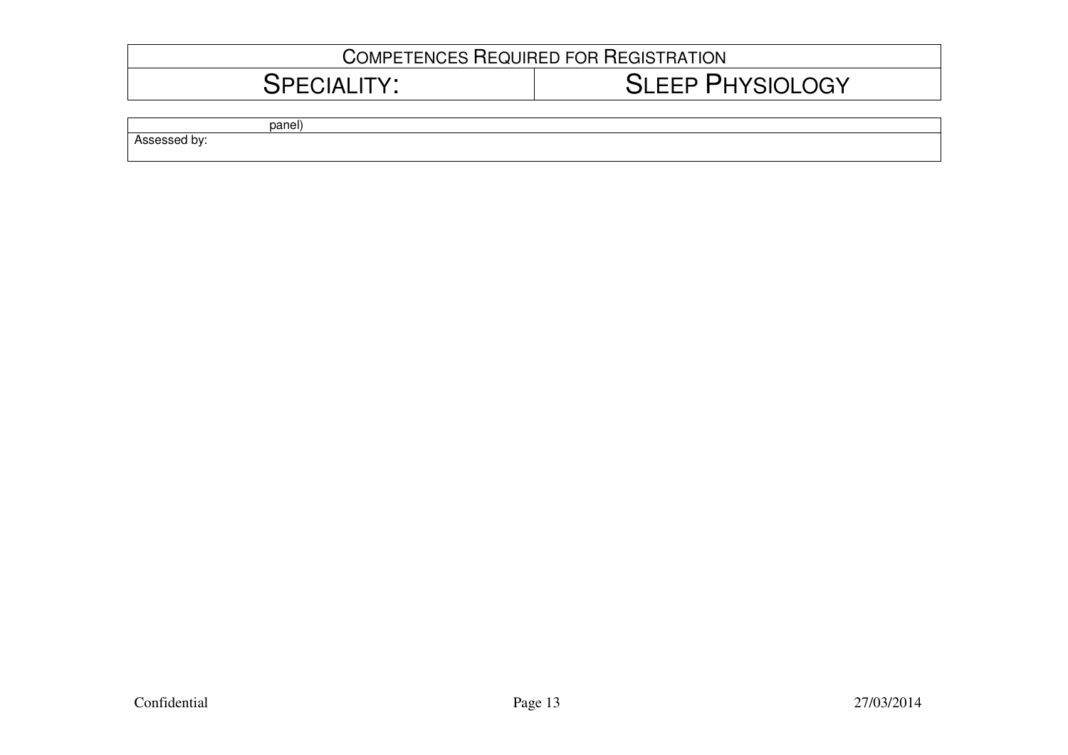| COMPETENCES REQUIRED FOR REGISTRATION | |
|---|---|
| SPECIALITY: | SLEEP PHYSIOLOGY |

| |
|---|
| panel) |
| Assessed by: |